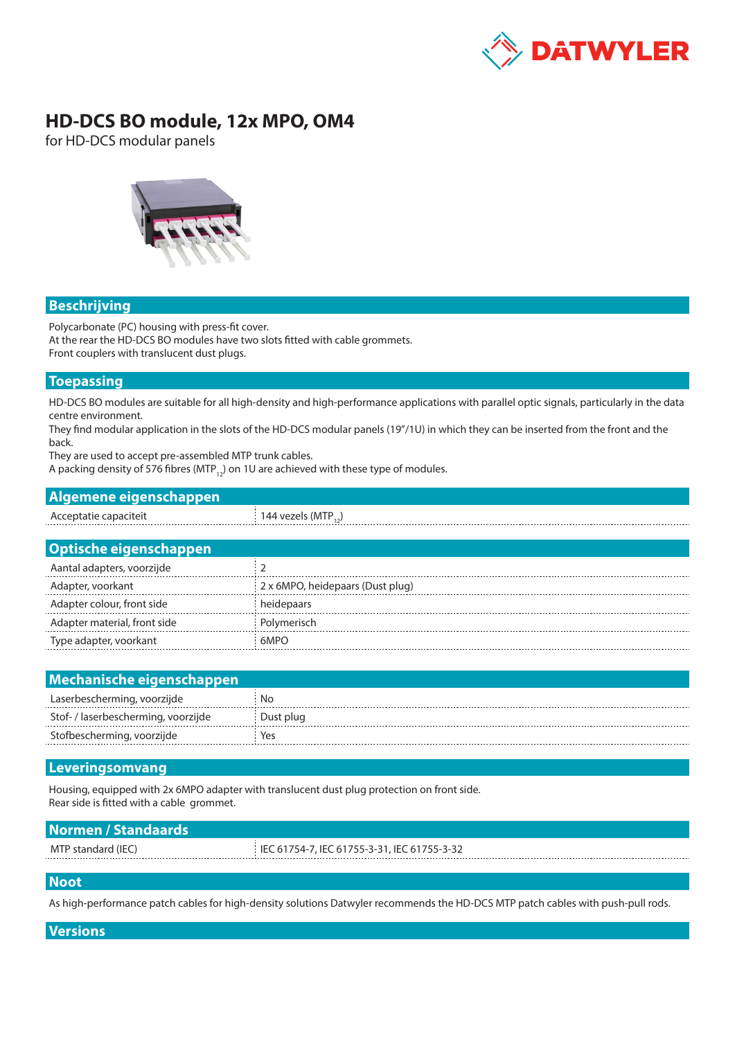# HD-DCS BO module, 12x MPO, OM4

for HD-DCS modular panels

## Beschrijving

Polycarbonate (PC) housing with press-fit cover.
At the rear the HD-DCS BO modules have two slots fitted with cable grommets.
Front couplers with translucent dust plugs.

## Toepassing

HD-DCS BO modules are suitable for all high-density and high-performance applications with parallel optic signals, particularly in the data centre environment.
They find modular application in the slots of the HD-DCS modular panels (19"/1U) in which they can be inserted from the front and the back.
They are used to accept pre-assembled MTP trunk cables.
A packing density of 576 fibres ($MTP_{12}$) on 1U are achieved with these type of modules.

## Algemene eigenschappen

| | |
|---|---|
| Acceptatie capaciteit | 144 vezels ($MTP_{12}$) |

## Optische eigenschappen

| | |
|---|---|
| Aantal adapters, voorzijde | 2 |
| Adapter, voorkant | 2 x 6MPO, heidepaars (Dust plug) |
| Adapter colour, front side | heidepaars |
| Adapter material, front side | Polymerisch |
| Type adapter, voorkant | 6MPO |

## Mechanische eigenschappen

| | |
|---|---|
| Laserbescherming, voorzijde | No |
| Stof- / laserbescherming, voorzijde | Dust plug |
| Stofbescherming, voorzijde | Yes |

## Leveringsomvang

Housing, equipped with 2x 6MPO adapter with translucent dust plug protection on front side.
Rear side is fitted with a cable grommet.

## Normen / Standaards

| | |
|---|---|
| MTP standard (IEC) | IEC 61754-7, IEC 61755-3-31, IEC 61755-3-32 |

## Noot

As high-performance patch cables for high-density solutions Datwyler recommends the HD-DCS MTP patch cables with push-pull rods.

## Versions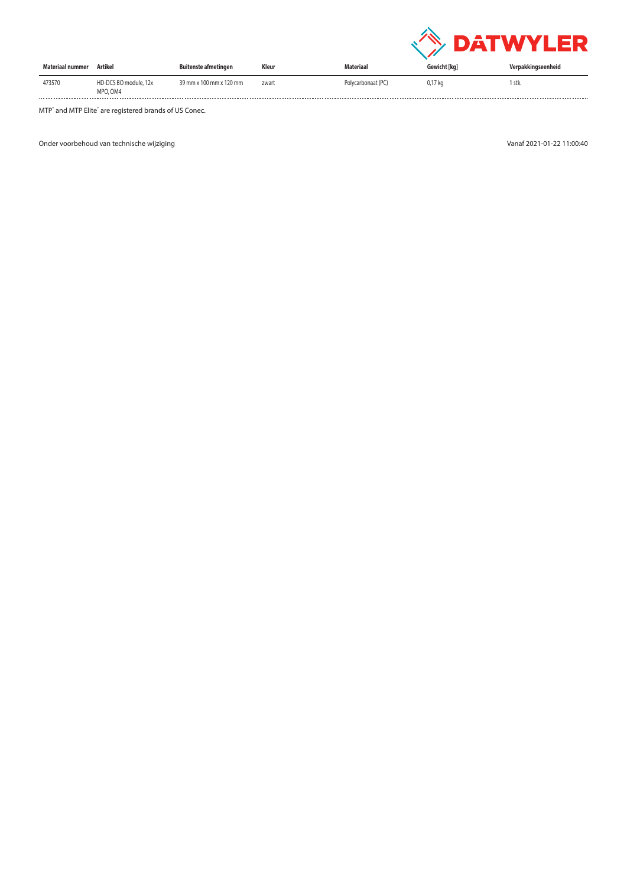| Materiaal nummer | Artikel | Buitenste afmetingen | Kleur | Materiaal | Gewicht [kg] | Verpakkingseenheid |
| --- | --- | --- | --- | --- | --- | --- |
| 473570 | HD-DCS BO module, 12x MPO, OM4 | 39 mm x 100 mm x 120 mm | zwart | Polycarbonaat (PC) | 0,17 kg | 1 stk. |

MTP® and MTP Elite® are registered brands of US Conec.

Onder voorbehoud van technische wijziging

Vanaf 2021-01-22 11:00:40